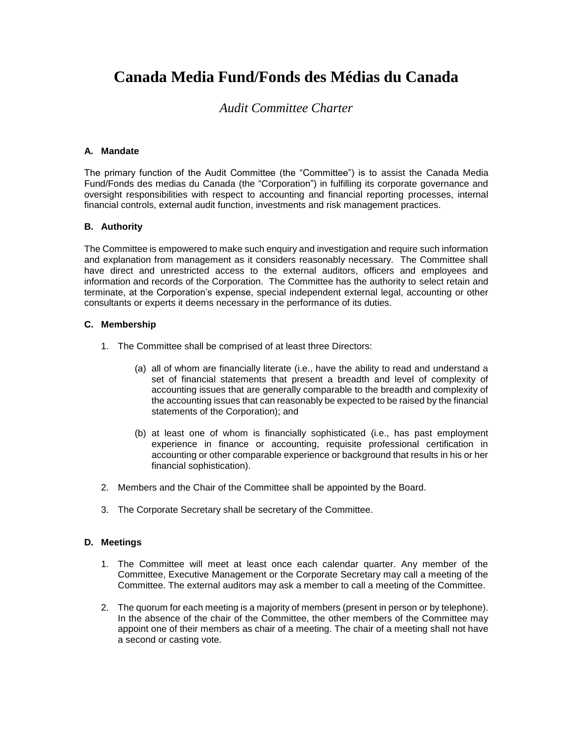# Canada Media Fund/Fonds des Médias du Canada

*Audit Committee Charter*

**A. Mandate**

The primary function of the Audit Committee (the "Committee") is to assist the Canada Media Fund/Fonds des medias du Canada (the "Corporation") in fulfilling its corporate governance and oversight responsibilities with respect to accounting and financial reporting processes, internal financial controls, external audit function, investments and risk management practices.

**B. Authority**

The Committee is empowered to make such enquiry and investigation and require such information and explanation from management as it considers reasonably necessary. The Committee shall have direct and unrestricted access to the external auditors, officers and employees and information and records of the Corporation. The Committee has the authority to select retain and terminate, at the Corporation's expense, special independent external legal, accounting or other consultants or experts it deems necessary in the performance of its duties.

**C. Membership**

1. The Committee shall be comprised of at least three Directors:

    (a) all of whom are financially literate (i.e., have the ability to read and understand a set of financial statements that present a breadth and level of complexity of accounting issues that are generally comparable to the breadth and complexity of the accounting issues that can reasonably be expected to be raised by the financial statements of the Corporation); and

    (b) at least one of whom is financially sophisticated (i.e., has past employment experience in finance or accounting, requisite professional certification in accounting or other comparable experience or background that results in his or her financial sophistication).

2. Members and the Chair of the Committee shall be appointed by the Board.

3. The Corporate Secretary shall be secretary of the Committee.

**D. Meetings**

1. The Committee will meet at least once each calendar quarter. Any member of the Committee, Executive Management or the Corporate Secretary may call a meeting of the Committee. The external auditors may ask a member to call a meeting of the Committee.

2. The quorum for each meeting is a majority of members (present in person or by telephone). In the absence of the chair of the Committee, the other members of the Committee may appoint one of their members as chair of a meeting. The chair of a meeting shall not have a second or casting vote.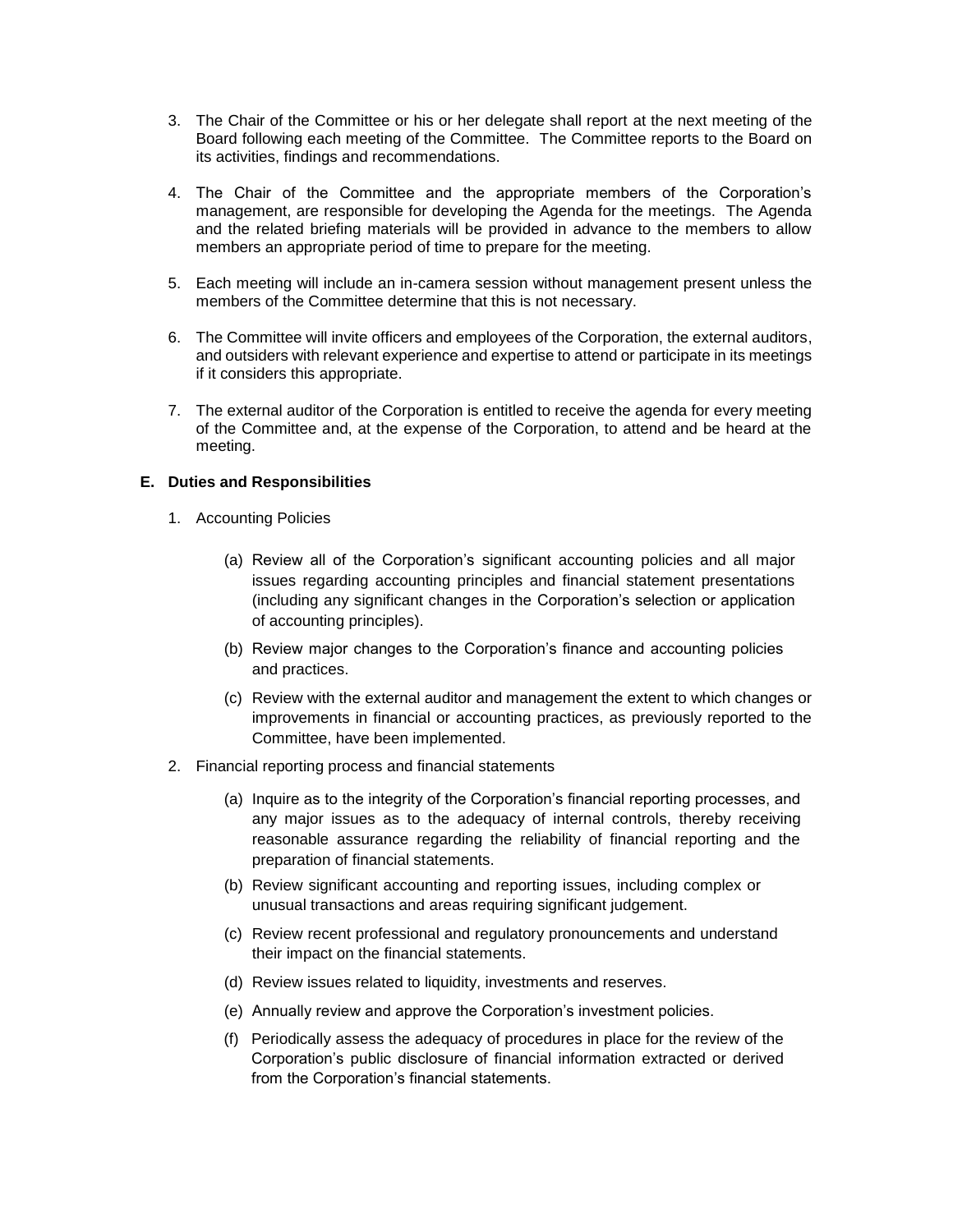3. The Chair of the Committee or his or her delegate shall report at the next meeting of the Board following each meeting of the Committee. The Committee reports to the Board on its activities, findings and recommendations.

4. The Chair of the Committee and the appropriate members of the Corporation's management, are responsible for developing the Agenda for the meetings. The Agenda and the related briefing materials will be provided in advance to the members to allow members an appropriate period of time to prepare for the meeting.

5. Each meeting will include an in-camera session without management present unless the members of the Committee determine that this is not necessary.

6. The Committee will invite officers and employees of the Corporation, the external auditors, and outsiders with relevant experience and expertise to attend or participate in its meetings if it considers this appropriate.

7. The external auditor of the Corporation is entitled to receive the agenda for every meeting of the Committee and, at the expense of the Corporation, to attend and be heard at the meeting.

**E. Duties and Responsibilities**

1. Accounting Policies

   (a) Review all of the Corporation's significant accounting policies and all major issues regarding accounting principles and financial statement presentations (including any significant changes in the Corporation's selection or application of accounting principles).

   (b) Review major changes to the Corporation's finance and accounting policies and practices.

   (c) Review with the external auditor and management the extent to which changes or improvements in financial or accounting practices, as previously reported to the Committee, have been implemented.

2. Financial reporting process and financial statements

   (a) Inquire as to the integrity of the Corporation's financial reporting processes, and any major issues as to the adequacy of internal controls, thereby receiving reasonable assurance regarding the reliability of financial reporting and the preparation of financial statements.

   (b) Review significant accounting and reporting issues, including complex or unusual transactions and areas requiring significant judgement.

   (c) Review recent professional and regulatory pronouncements and understand their impact on the financial statements.

   (d) Review issues related to liquidity, investments and reserves.

   (e) Annually review and approve the Corporation's investment policies.

   (f) Periodically assess the adequacy of procedures in place for the review of the Corporation's public disclosure of financial information extracted or derived from the Corporation's financial statements.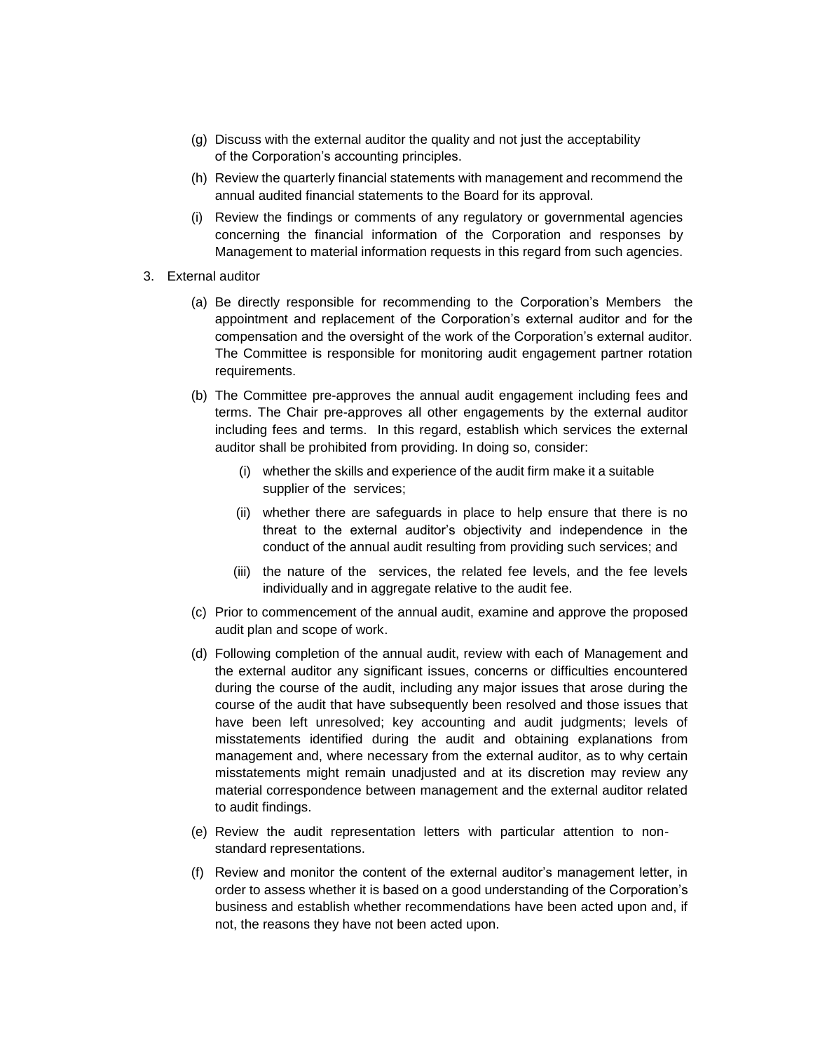(g) Discuss with the external auditor the quality and not just the acceptability of the Corporation's accounting principles.

(h) Review the quarterly financial statements with management and recommend the annual audited financial statements to the Board for its approval.

(i) Review the findings or comments of any regulatory or governmental agencies concerning the financial information of the Corporation and responses by Management to material information requests in this regard from such agencies.

3. External auditor

   (a) Be directly responsible for recommending to the Corporation's Members the appointment and replacement of the Corporation's external auditor and for the compensation and the oversight of the work of the Corporation's external auditor. The Committee is responsible for monitoring audit engagement partner rotation requirements.

   (b) The Committee pre-approves the annual audit engagement including fees and terms. The Chair pre-approves all other engagements by the external auditor including fees and terms. In this regard, establish which services the external auditor shall be prohibited from providing. In doing so, consider:

      (i) whether the skills and experience of the audit firm make it a suitable supplier of the services;

      (ii) whether there are safeguards in place to help ensure that there is no threat to the external auditor's objectivity and independence in the conduct of the annual audit resulting from providing such services; and

      (iii) the nature of the services, the related fee levels, and the fee levels individually and in aggregate relative to the audit fee.

   (c) Prior to commencement of the annual audit, examine and approve the proposed audit plan and scope of work.

   (d) Following completion of the annual audit, review with each of Management and the external auditor any significant issues, concerns or difficulties encountered during the course of the audit, including any major issues that arose during the course of the audit that have subsequently been resolved and those issues that have been left unresolved; key accounting and audit judgments; levels of misstatements identified during the audit and obtaining explanations from management and, where necessary from the external auditor, as to why certain misstatements might remain unadjusted and at its discretion may review any material correspondence between management and the external auditor related to audit findings.

   (e) Review the audit representation letters with particular attention to non-standard representations.

   (f) Review and monitor the content of the external auditor's management letter, in order to assess whether it is based on a good understanding of the Corporation's business and establish whether recommendations have been acted upon and, if not, the reasons they have not been acted upon.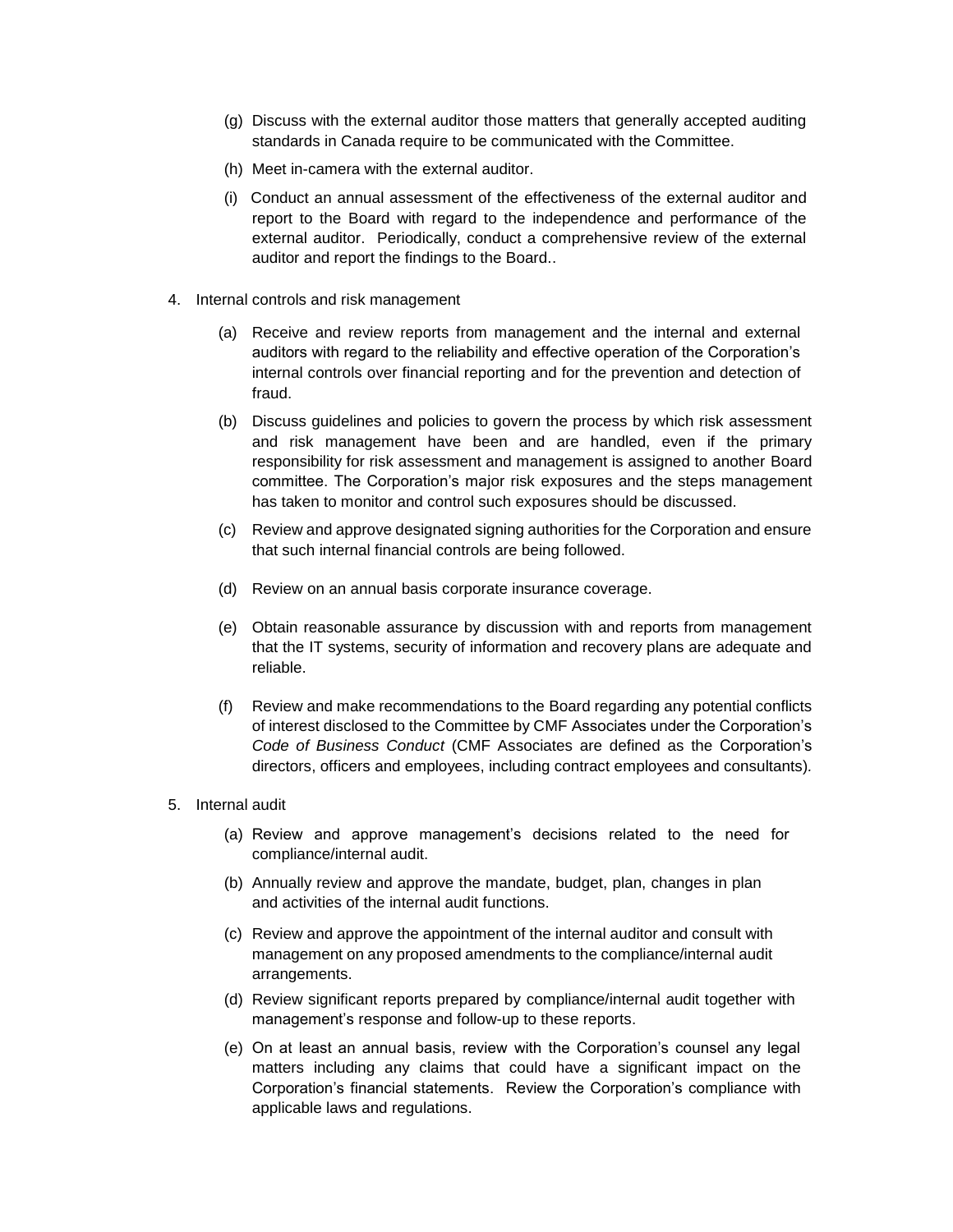(g) Discuss with the external auditor those matters that generally accepted auditing standards in Canada require to be communicated with the Committee.

(h) Meet in-camera with the external auditor.

(i) Conduct an annual assessment of the effectiveness of the external auditor and report to the Board with regard to the independence and performance of the external auditor. Periodically, conduct a comprehensive review of the external auditor and report the findings to the Board..

4. Internal controls and risk management

   (a) Receive and review reports from management and the internal and external auditors with regard to the reliability and effective operation of the Corporation's internal controls over financial reporting and for the prevention and detection of fraud.

   (b) Discuss guidelines and policies to govern the process by which risk assessment and risk management have been and are handled, even if the primary responsibility for risk assessment and management is assigned to another Board committee. The Corporation's major risk exposures and the steps management has taken to monitor and control such exposures should be discussed.

   (c) Review and approve designated signing authorities for the Corporation and ensure that such internal financial controls are being followed.

   (d) Review on an annual basis corporate insurance coverage.

   (e) Obtain reasonable assurance by discussion with and reports from management that the IT systems, security of information and recovery plans are adequate and reliable.

   (f) Review and make recommendations to the Board regarding any potential conflicts of interest disclosed to the Committee by CMF Associates under the Corporation's *Code of Business Conduct* (CMF Associates are defined as the Corporation's directors, officers and employees, including contract employees and consultants).

5. Internal audit

   (a) Review and approve management's decisions related to the need for compliance/internal audit.

   (b) Annually review and approve the mandate, budget, plan, changes in plan and activities of the internal audit functions.

   (c) Review and approve the appointment of the internal auditor and consult with management on any proposed amendments to the compliance/internal audit arrangements.

   (d) Review significant reports prepared by compliance/internal audit together with management's response and follow-up to these reports.

   (e) On at least an annual basis, review with the Corporation's counsel any legal matters including any claims that could have a significant impact on the Corporation's financial statements. Review the Corporation's compliance with applicable laws and regulations.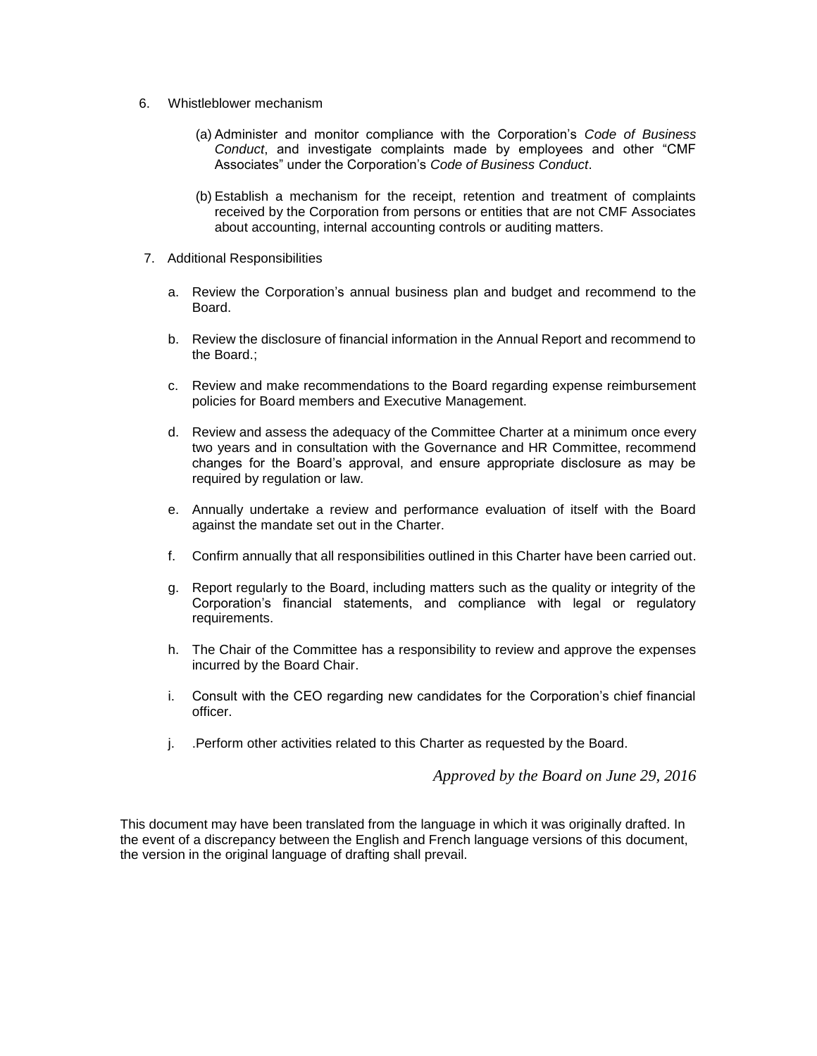6. Whistleblower mechanism

   (a) Administer and monitor compliance with the Corporation's *Code of Business Conduct*, and investigate complaints made by employees and other "CMF Associates" under the Corporation's *Code of Business Conduct*.

   (b) Establish a mechanism for the receipt, retention and treatment of complaints received by the Corporation from persons or entities that are not CMF Associates about accounting, internal accounting controls or auditing matters.

7. Additional Responsibilities

   a. Review the Corporation's annual business plan and budget and recommend to the Board.

   b. Review the disclosure of financial information in the Annual Report and recommend to the Board.;

   c. Review and make recommendations to the Board regarding expense reimbursement policies for Board members and Executive Management.

   d. Review and assess the adequacy of the Committee Charter at a minimum once every two years and in consultation with the Governance and HR Committee, recommend changes for the Board's approval, and ensure appropriate disclosure as may be required by regulation or law.

   e. Annually undertake a review and performance evaluation of itself with the Board against the mandate set out in the Charter.

   f. Confirm annually that all responsibilities outlined in this Charter have been carried out.

   g. Report regularly to the Board, including matters such as the quality or integrity of the Corporation's financial statements, and compliance with legal or regulatory requirements.

   h. The Chair of the Committee has a responsibility to review and approve the expenses incurred by the Board Chair.

   i. Consult with the CEO regarding new candidates for the Corporation's chief financial officer.

   j. .Perform other activities related to this Charter as requested by the Board.

*Approved by the Board on June 29, 2016*

This document may have been translated from the language in which it was originally drafted. In the event of a discrepancy between the English and French language versions of this document, the version in the original language of drafting shall prevail.